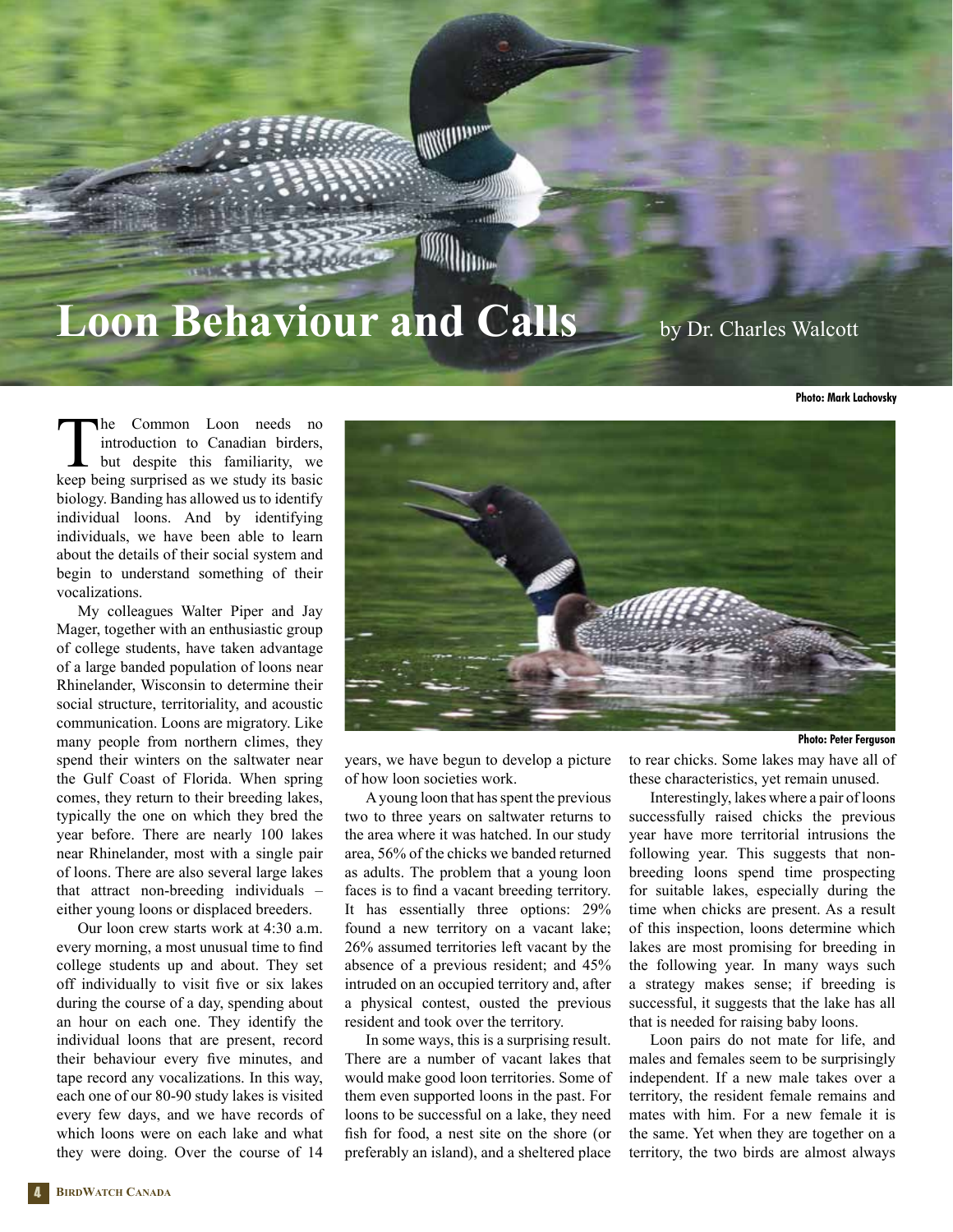# Loon Behaviour and Calls

by Dr. Charles Walcott

Photo: Mark Lachovsky

The Common Loon needs no introduction to Canadian birders, but despite this familiarity, we keep being surprised as we study its basic biology. Banding has allowed us to identify individual loons. And by identifying individuals, we have been able to learn about the details of their social system and begin to understand something of their vocalizations.

My colleagues Walter Piper and Jay Mager, together with an enthusiastic group of college students, have taken advantage of a large banded population of loons near Rhinelander, Wisconsin to determine their social structure, territoriality, and acoustic communication. Loons are migratory. Like many people from northern climes, they spend their winters on the saltwater near the Gulf Coast of Florida. When spring comes, they return to their breeding lakes, typically the one on which they bred the year before. There are nearly 100 lakes near Rhinelander, most with a single pair of loons. There are also several large lakes that attract non-breeding individuals – either young loons or displaced breeders.

Our loon crew starts work at 4:30 a.m. every morning, a most unusual time to find college students up and about. They set off individually to visit five or six lakes during the course of a day, spending about an hour on each one. They identify the individual loons that are present, record their behaviour every five minutes, and tape record any vocalizations. In this way, each one of our 80-90 study lakes is visited every few days, and we have records of which loons were on each lake and what they were doing. Over the course of 14 years, we have begun to develop a picture of how loon societies work.

Photo: Peter Ferguson

A young loon that has spent the previous two to three years on saltwater returns to the area where it was hatched. In our study area, 56% of the chicks we banded returned as adults. The problem that a young loon faces is to find a vacant breeding territory. It has essentially three options: 29% found a new territory on a vacant lake; 26% assumed territories left vacant by the absence of a previous resident; and 45% intruded on an occupied territory and, after a physical contest, ousted the previous resident and took over the territory.

In some ways, this is a surprising result. There are a number of vacant lakes that would make good loon territories. Some of them even supported loons in the past. For loons to be successful on a lake, they need fish for food, a nest site on the shore (or preferably an island), and a sheltered place to rear chicks. Some lakes may have all of these characteristics, yet remain unused.

Interestingly, lakes where a pair of loons successfully raised chicks the previous year have more territorial intrusions the following year. This suggests that non-breeding loons spend time prospecting for suitable lakes, especially during the time when chicks are present. As a result of this inspection, loons determine which lakes are most promising for breeding in the following year. In many ways such a strategy makes sense; if breeding is successful, it suggests that the lake has all that is needed for raising baby loons.

Loon pairs do not mate for life, and males and females seem to be surprisingly independent. If a new male takes over a territory, the resident female remains and mates with him. For a new female it is the same. Yet when they are together on a territory, the two birds are almost always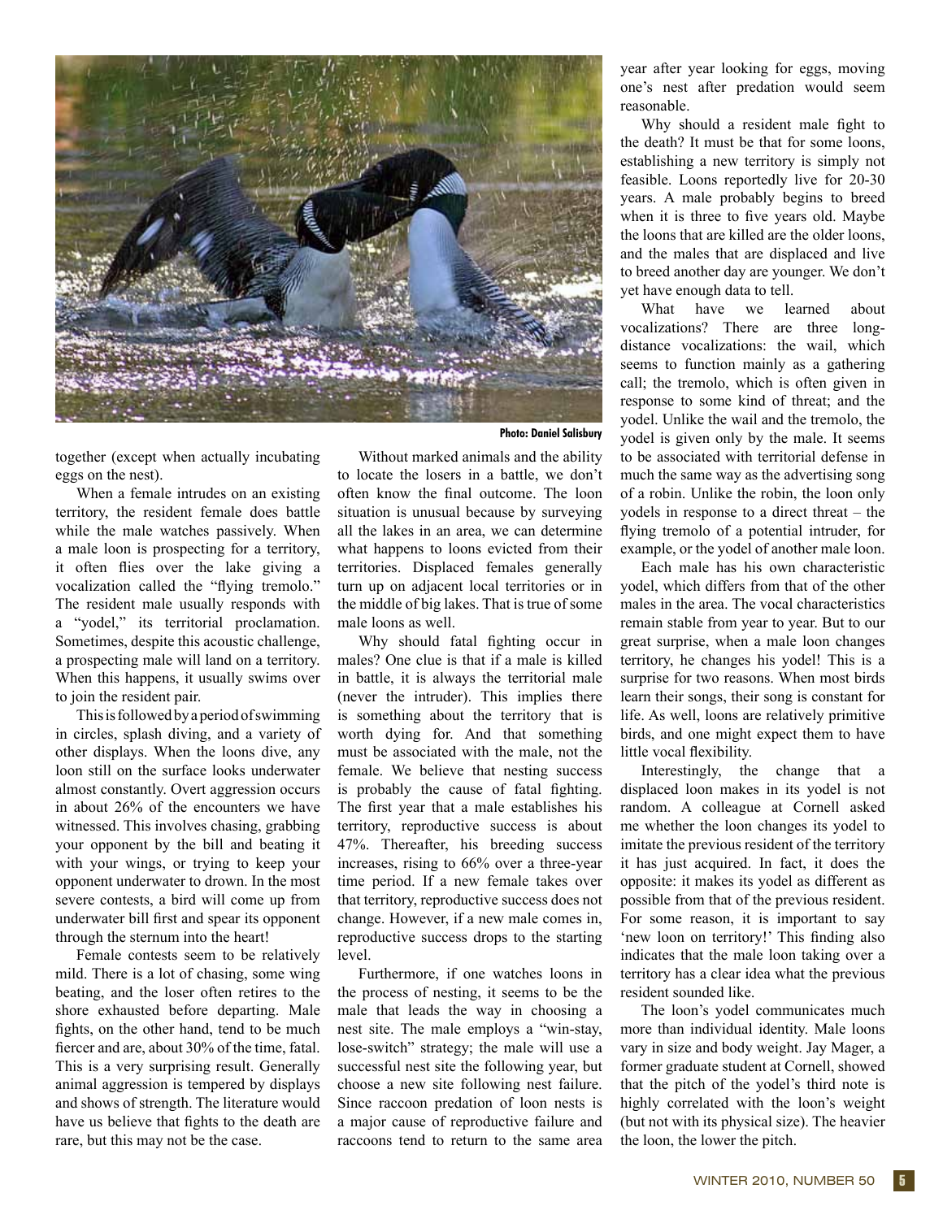Photo: Daniel Salisbury

together (except when actually incubating eggs on the nest).

When a female intrudes on an existing territory, the resident female does battle while the male watches passively. When a male loon is prospecting for a territory, it often flies over the lake giving a vocalization called the "flying tremolo." The resident male usually responds with a "yodel," its territorial proclamation. Sometimes, despite this acoustic challenge, a prospecting male will land on a territory. When this happens, it usually swims over to join the resident pair.

This is followed by a period of swimming in circles, splash diving, and a variety of other displays. When the loons dive, any loon still on the surface looks underwater almost constantly. Overt aggression occurs in about 26% of the encounters we have witnessed. This involves chasing, grabbing your opponent by the bill and beating it with your wings, or trying to keep your opponent underwater to drown. In the most severe contests, a bird will come up from underwater bill first and spear its opponent through the sternum into the heart!

Female contests seem to be relatively mild. There is a lot of chasing, some wing beating, and the loser often retires to the shore exhausted before departing. Male fights, on the other hand, tend to be much fiercer and are, about 30% of the time, fatal. This is a very surprising result. Generally animal aggression is tempered by displays and shows of strength. The literature would have us believe that fights to the death are rare, but this may not be the case.

Without marked animals and the ability to locate the losers in a battle, we don't often know the final outcome. The loon situation is unusual because by surveying all the lakes in an area, we can determine what happens to loons evicted from their territories. Displaced females generally turn up on adjacent local territories or in the middle of big lakes. That is true of some male loons as well.

Why should fatal fighting occur in males? One clue is that if a male is killed in battle, it is always the territorial male (never the intruder). This implies there is something about the territory that is worth dying for. And that something must be associated with the male, not the female. We believe that nesting success is probably the cause of fatal fighting. The first year that a male establishes his territory, reproductive success is about 47%. Thereafter, his breeding success increases, rising to 66% over a three-year time period. If a new female takes over that territory, reproductive success does not change. However, if a new male comes in, reproductive success drops to the starting level.

Furthermore, if one watches loons in the process of nesting, it seems to be the male that leads the way in choosing a nest site. The male employs a "win-stay, lose-switch" strategy; the male will use a successful nest site the following year, but choose a new site following nest failure. Since raccoon predation of loon nests is a major cause of reproductive failure and raccoons tend to return to the same area year after year looking for eggs, moving one's nest after predation would seem reasonable.

Why should a resident male fight to the death? It must be that for some loons, establishing a new territory is simply not feasible. Loons reportedly live for 20-30 years. A male probably begins to breed when it is three to five years old. Maybe the loons that are killed are the older loons, and the males that are displaced and live to breed another day are younger. We don't yet have enough data to tell.

What have we learned about vocalizations? There are three long-distance vocalizations: the wail, which seems to function mainly as a gathering call; the tremolo, which is often given in response to some kind of threat; and the yodel. Unlike the wail and the tremolo, the yodel is given only by the male. It seems to be associated with territorial defense in much the same way as the advertising song of a robin. Unlike the robin, the loon only yodels in response to a direct threat – the flying tremolo of a potential intruder, for example, or the yodel of another male loon.

Each male has his own characteristic yodel, which differs from that of the other males in the area. The vocal characteristics remain stable from year to year. But to our great surprise, when a male loon changes territory, he changes his yodel! This is a surprise for two reasons. When most birds learn their songs, their song is constant for life. As well, loons are relatively primitive birds, and one might expect them to have little vocal flexibility.

Interestingly, the change that a displaced loon makes in its yodel is not random. A colleague at Cornell asked me whether the loon changes its yodel to imitate the previous resident of the territory it has just acquired. In fact, it does the opposite: it makes its yodel as different as possible from that of the previous resident. For some reason, it is important to say 'new loon on territory!' This finding also indicates that the male loon taking over a territory has a clear idea what the previous resident sounded like.

The loon's yodel communicates much more than individual identity. Male loons vary in size and body weight. Jay Mager, a former graduate student at Cornell, showed that the pitch of the yodel's third note is highly correlated with the loon's weight (but not with its physical size). The heavier the loon, the lower the pitch.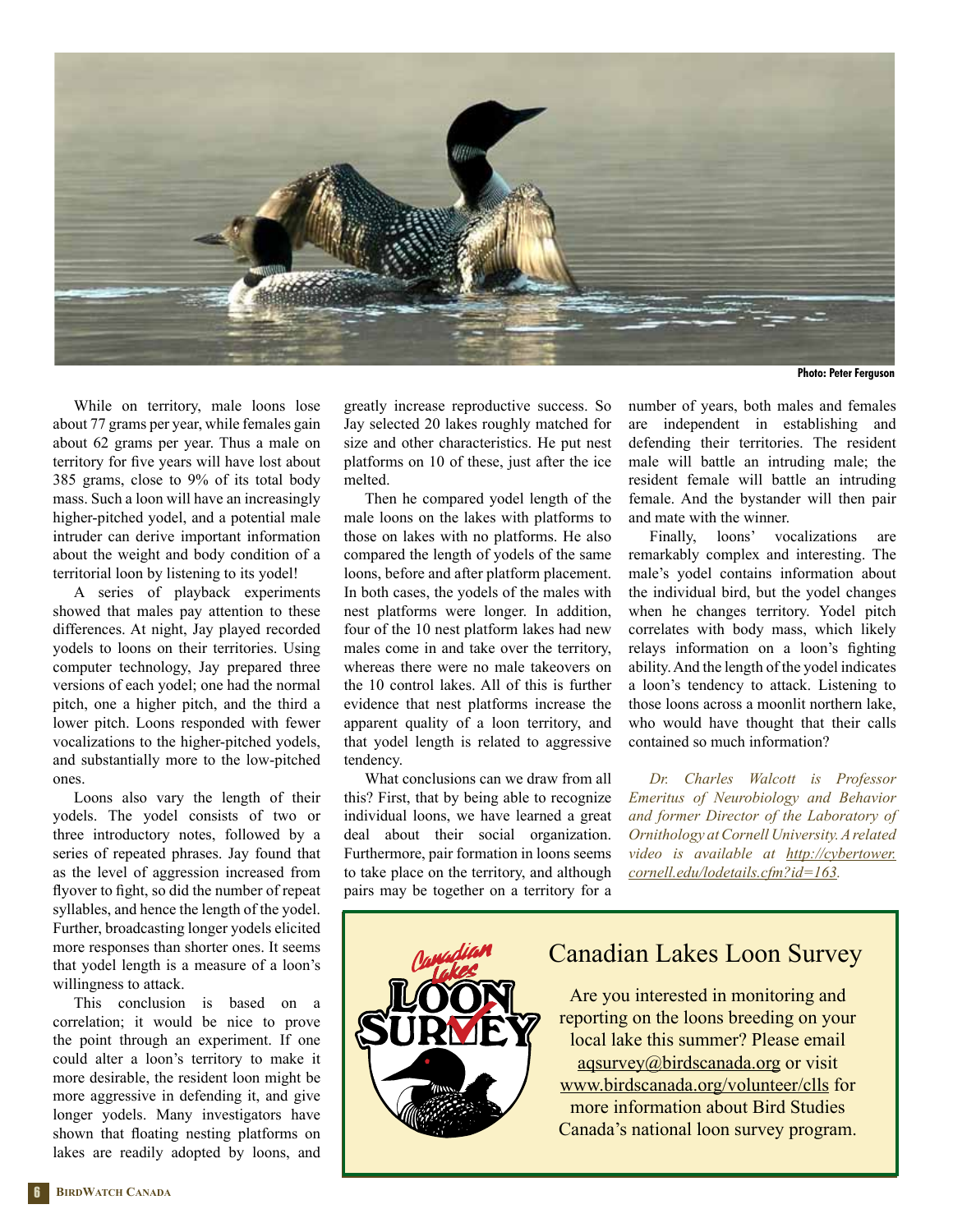Photo: Peter Ferguson

While on territory, male loons lose about 77 grams per year, while females gain about 62 grams per year. Thus a male on territory for five years will have lost about 385 grams, close to 9% of its total body mass. Such a loon will have an increasingly higher-pitched yodel, and a potential male intruder can derive important information about the weight and body condition of a territorial loon by listening to its yodel!

A series of playback experiments showed that males pay attention to these differences. At night, Jay played recorded yodels to loons on their territories. Using computer technology, Jay prepared three versions of each yodel; one had the normal pitch, one a higher pitch, and the third a lower pitch. Loons responded with fewer vocalizations to the higher-pitched yodels, and substantially more to the low-pitched ones.

Loons also vary the length of their yodels. The yodel consists of two or three introductory notes, followed by a series of repeated phrases. Jay found that as the level of aggression increased from flyover to fight, so did the number of repeat syllables, and hence the length of the yodel. Further, broadcasting longer yodels elicited more responses than shorter ones. It seems that yodel length is a measure of a loon's willingness to attack.

This conclusion is based on a correlation; it would be nice to prove the point through an experiment. If one could alter a loon's territory to make it more desirable, the resident loon might be more aggressive in defending it, and give longer yodels. Many investigators have shown that floating nesting platforms on lakes are readily adopted by loons, and greatly increase reproductive success. So Jay selected 20 lakes roughly matched for size and other characteristics. He put nest platforms on 10 of these, just after the ice melted.

Then he compared yodel length of the male loons on the lakes with platforms to those on lakes with no platforms. He also compared the length of yodels of the same loons, before and after platform placement. In both cases, the yodels of the males with nest platforms were longer. In addition, four of the 10 nest platform lakes had new males come in and take over the territory, whereas there were no male takeovers on the 10 control lakes. All of this is further evidence that nest platforms increase the apparent quality of a loon territory, and that yodel length is related to aggressive tendency.

What conclusions can we draw from all this? First, that by being able to recognize individual loons, we have learned a great deal about their social organization. Furthermore, pair formation in loons seems to take place on the territory, and although pairs may be together on a territory for a number of years, both males and females are independent in establishing and defending their territories. The resident male will battle an intruding male; the resident female will battle an intruding female. And the bystander will then pair and mate with the winner.

Finally, loons' vocalizations are remarkably complex and interesting. The male's yodel contains information about the individual bird, but the yodel changes when he changes territory. Yodel pitch correlates with body mass, which likely relays information on a loon's fighting ability. And the length of the yodel indicates a loon's tendency to attack. Listening to those loons across a moonlit northern lake, who would have thought that their calls contained so much information?

*Dr. Charles Walcott is Professor Emeritus of Neurobiology and Behavior and former Director of the Laboratory of Ornithology at Cornell University. A related video is available at http://cybertower.cornell.edu/lodetails.cfm?id=163.*

## Canadian Lakes Loon Survey

Are you interested in monitoring and reporting on the loons breeding on your local lake this summer? Please email aqsurvey@birdscanada.org or visit www.birdscanada.org/volunteer/clls for more information about Bird Studies Canada's national loon survey program.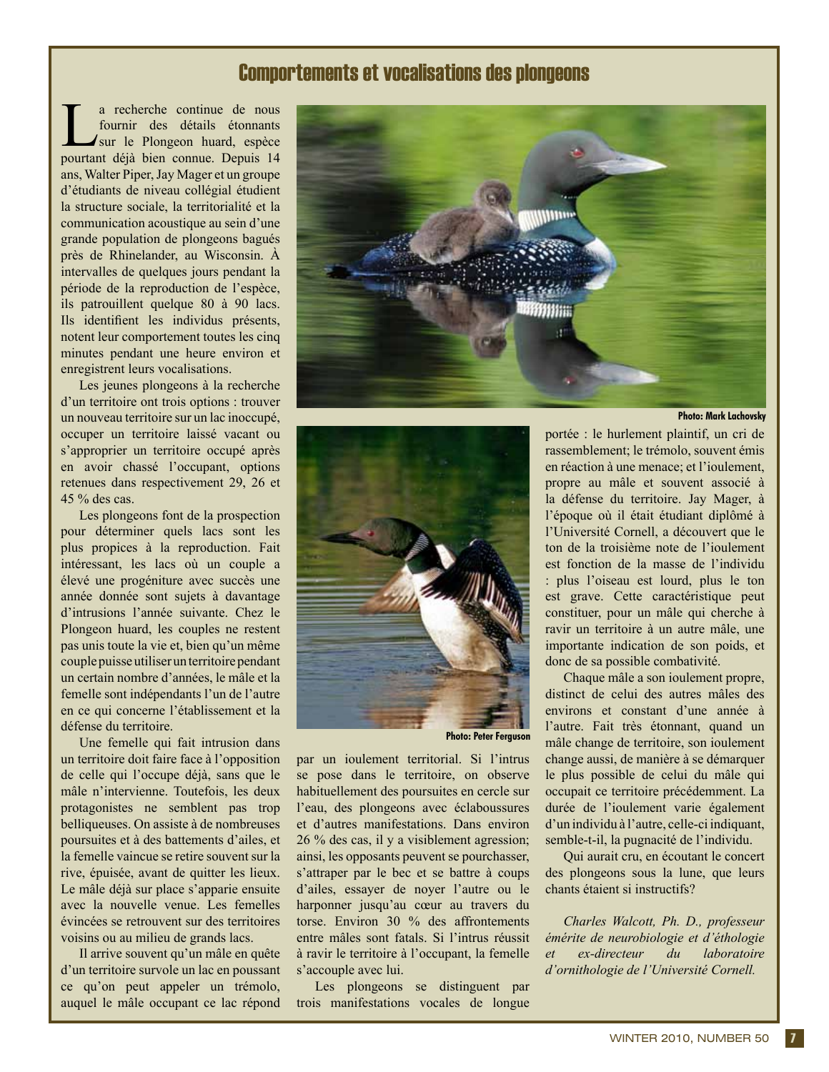## Comportements et vocalisations des plongeons

La recherche continue de nous fournir des détails étonnants sur le Plongeon huard, espèce pourtant déjà bien connue. Depuis 14 ans, Walter Piper, Jay Mager et un groupe d'étudiants de niveau collégial étudient la structure sociale, la territorialité et la communication acoustique au sein d'une grande population de plongeons bagués près de Rhinelander, au Wisconsin. À intervalles de quelques jours pendant la période de la reproduction de l'espèce, ils patrouillent quelque 80 à 90 lacs. Ils identifient les individus présents, notent leur comportement toutes les cinq minutes pendant une heure environ et enregistrent leurs vocalisations.

Les jeunes plongeons à la recherche d'un territoire ont trois options : trouver un nouveau territoire sur un lac inoccupé, occuper un territoire laissé vacant ou s'approprier un territoire occupé après en avoir chassé l'occupant, options retenues dans respectivement 29, 26 et 45 % des cas.

Les plongeons font de la prospection pour déterminer quels lacs sont les plus propices à la reproduction. Fait intéressant, les lacs où un couple a élevé une progéniture avec succès une année donnée sont sujets à davantage d'intrusions l'année suivante. Chez le Plongeon huard, les couples ne restent pas unis toute la vie et, bien qu'un même couple puisse utiliser un territoire pendant un certain nombre d'années, le mâle et la femelle sont indépendants l'un de l'autre en ce qui concerne l'établissement et la défense du territoire.

Une femelle qui fait intrusion dans un territoire doit faire face à l'opposition de celle qui l'occupe déjà, sans que le mâle n'intervienne. Toutefois, les deux protagonistes ne semblent pas trop belliqueuses. On assiste à de nombreuses poursuites et à des battements d'ailes, et la femelle vaincue se retire souvent sur la rive, épuisée, avant de quitter les lieux. Le mâle déjà sur place s'apparie ensuite avec la nouvelle venue. Les femelles évincées se retrouvent sur des territoires voisins ou au milieu de grands lacs.

Il arrive souvent qu'un mâle en quête d'un territoire survole un lac en poussant ce qu'on peut appeler un trémolo, auquel le mâle occupant ce lac répond par un ioulement territorial. Si l'intrus se pose dans le territoire, on observe habituellement des poursuites en cercle sur l'eau, des plongeons avec éclaboussures et d'autres manifestations. Dans environ 26 % des cas, il y a visiblement agression; ainsi, les opposants peuvent se pourchasser, s'attraper par le bec et se battre à coups d'ailes, essayer de noyer l'autre ou le harponner jusqu'au cœur au travers du torse. Environ 30 % des affrontements entre mâles sont fatals. Si l'intrus réussit à ravir le territoire à l'occupant, la femelle s'accouple avec lui.

Photo: Mark Lachovsky

Photo: Peter Ferguson

Les plongeons se distinguent par trois manifestations vocales de longue portée : le hurlement plaintif, un cri de rassemblement; le trémolo, souvent émis en réaction à une menace; et l'ioulement, propre au mâle et souvent associé à la défense du territoire. Jay Mager, à l'époque où il était étudiant diplômé à l'Université Cornell, a découvert que le ton de la troisième note de l'ioulement est fonction de la masse de l'individu : plus l'oiseau est lourd, plus le ton est grave. Cette caractéristique peut constituer, pour un mâle qui cherche à ravir un territoire à un autre mâle, une importante indication de son poids, et donc de sa possible combativité.

Chaque mâle a son ioulement propre, distinct de celui des autres mâles des environs et constant d'une année à l'autre. Fait très étonnant, quand un mâle change de territoire, son ioulement change aussi, de manière à se démarquer le plus possible de celui du mâle qui occupait ce territoire précédemment. La durée de l'ioulement varie également d'un individu à l'autre, celle-ci indiquant, semble-t-il, la pugnacité de l'individu.

Qui aurait cru, en écoutant le concert des plongeons sous la lune, que leurs chants étaient si instructifs?

*Charles Walcott, Ph. D., professeur émérite de neurobiologie et d'éthologie et ex-directeur du laboratoire d'ornithologie de l'Université Cornell.*